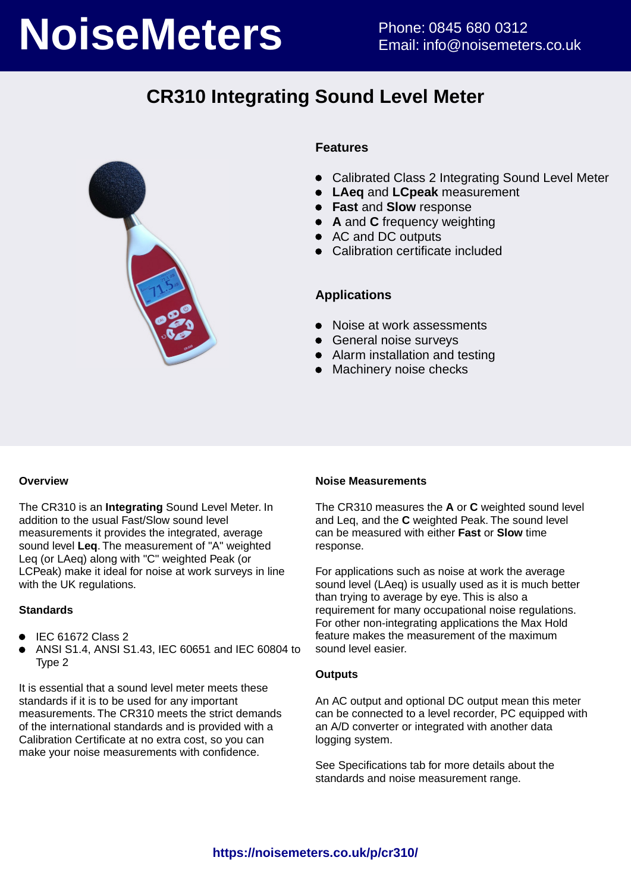# NoiseMeters

Phone: 0845 680 0312
Email: info@noisemeters.co.uk

## CR310 Integrating Sound Level Meter

### Features

- Calibrated Class 2 Integrating Sound Level Meter
- **LAeq** and **LCpeak** measurement
- **Fast** and **Slow** response
- **A** and **C** frequency weighting
- AC and DC outputs
- Calibration certificate included

### Applications

- Noise at work assessments
- General noise surveys
- Alarm installation and testing
- Machinery noise checks

#### Overview

The CR310 is an **Integrating** Sound Level Meter. In addition to the usual Fast/Slow sound level measurements it provides the integrated, average sound level **Leq**. The measurement of "A" weighted Leq (or LAeq) along with "C" weighted Peak (or LCPeak) make it ideal for noise at work surveys in line with the UK regulations.

#### Standards

- IEC 61672 Class 2
- ANSI S1.4, ANSI S1.43, IEC 60651 and IEC 60804 to Type 2

It is essential that a sound level meter meets these standards if it is to be used for any important measurements. The CR310 meets the strict demands of the international standards and is provided with a Calibration Certificate at no extra cost, so you can make your noise measurements with confidence.

#### Noise Measurements

The CR310 measures the **A** or **C** weighted sound level and Leq, and the **C** weighted Peak. The sound level can be measured with either **Fast** or **Slow** time response.

For applications such as noise at work the average sound level (LAeq) is usually used as it is much better than trying to average by eye. This is also a requirement for many occupational noise regulations. For other non-integrating applications the Max Hold feature makes the measurement of the maximum sound level easier.

#### Outputs

An AC output and optional DC output mean this meter can be connected to a level recorder, PC equipped with an A/D converter or integrated with another data logging system.

See Specifications tab for more details about the standards and noise measurement range.

**https://noisemeters.co.uk/p/cr310/**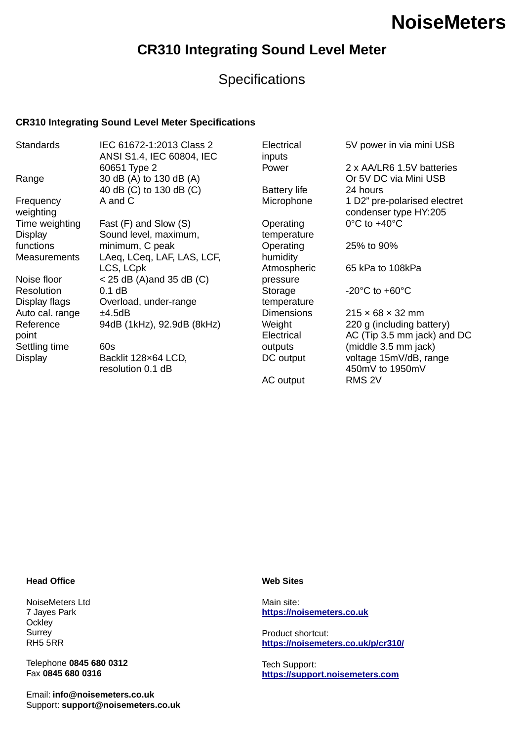# NoiseMeters

## CR310 Integrating Sound Level Meter

Specifications

### CR310 Integrating Sound Level Meter Specifications

| | |
|---|---|
| Standards | IEC 61672-1:2013 Class 2 ANSI S1.4, IEC 60804, IEC 60651 Type 2 |
| Range | 30 dB (A) to 130 dB (A)<br>40 dB (C) to 130 dB (C) |
| Frequency weighting | A and C |
| Time weighting | Fast (F) and Slow (S) |
| Display functions | Sound level, maximum, minimum, C peak |
| Measurements | LAeq, LCeq, LAF, LAS, LCF, LCS, LCpk |
| Noise floor | < 25 dB (A)and 35 dB (C) |
| Resolution | 0.1 dB |
| Display flags | Overload, under-range |
| Auto cal. range | ±4.5dB |
| Reference point | 94dB (1kHz), 92.9dB (8kHz) |
| Settling time | 60s |
| Display | Backlit 128×64 LCD, resolution 0.1 dB |
| Electrical inputs | 5V power in via mini USB |
| Power | 2 x AA/LR6 1.5V batteries Or 5V DC via Mini USB |
| Battery life | 24 hours |
| Microphone | 1 D2" pre-polarised electret condenser type HY:205 |
| Operating temperature | 0°C to +40°C |
| Operating humidity | 25% to 90% |
| Atmospheric pressure | 65 kPa to 108kPa |
| Storage temperature | -20°C to +60°C |
| Dimensions | 215 × 68 × 32 mm |
| Weight | 220 g (including battery) |
| Electrical outputs | AC (Tip 3.5 mm jack) and DC (middle 3.5 mm jack) |
| DC output | voltage 15mV/dB, range 450mV to 1950mV |
| AC output | RMS 2V |

**Head Office**

NoiseMeters Ltd
7 Jayes Park
Ockley
Surrey
RH5 5RR

Telephone **0845 680 0312**
Fax **0845 680 0316**

Email: **info@noisemeters.co.uk**
Support: **support@noisemeters.co.uk**

**Web Sites**

Main site:
**https://noisemeters.co.uk**

Product shortcut:
**https://noisemeters.co.uk/p/cr310/**

Tech Support:
**https://support.noisemeters.com**